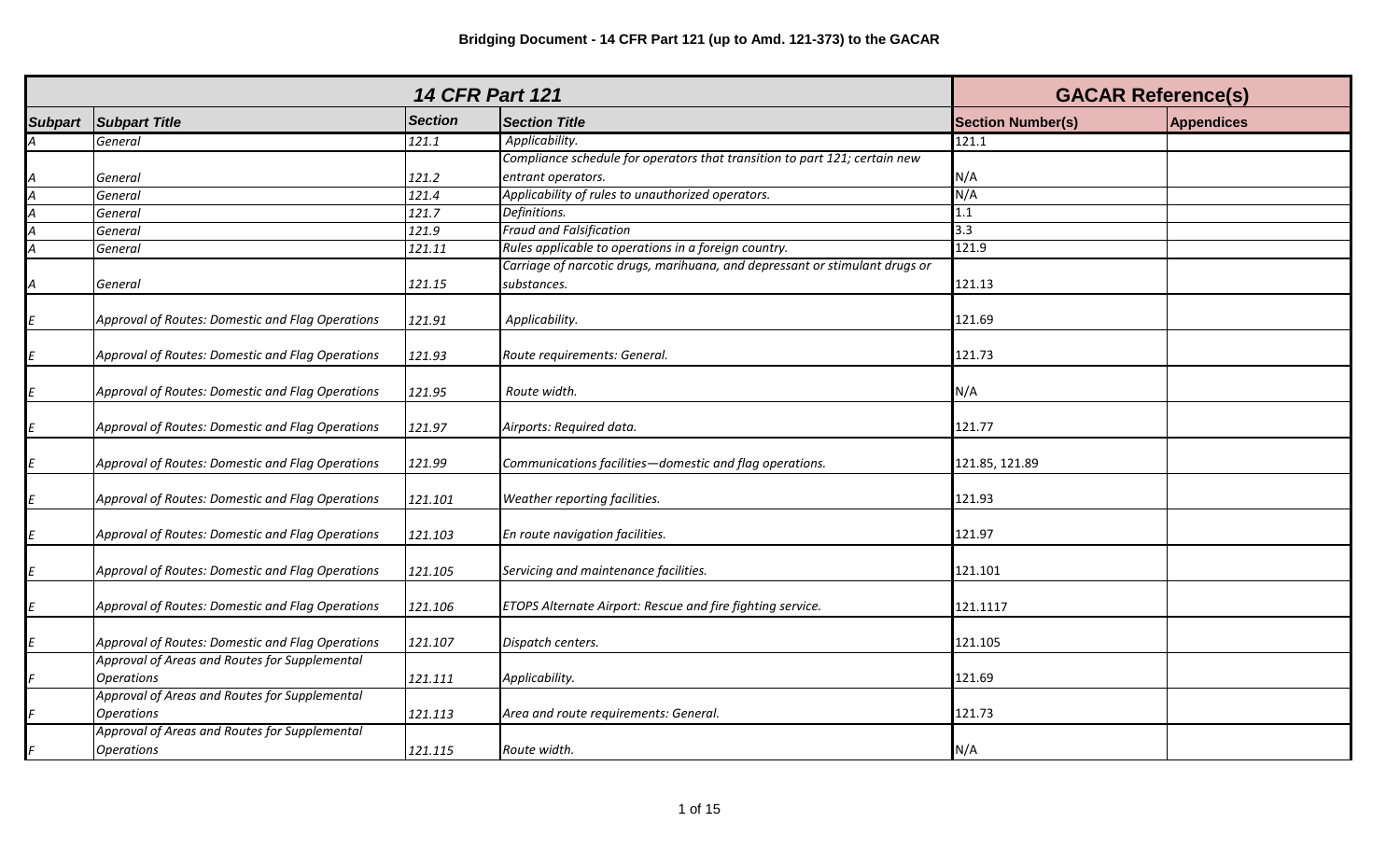# Bridging Document - 14 CFR Part 121 (up to Amd. 121-373) to the GACAR

| 14 CFR Part 121 | | | | GACAR Reference(s) | |
|---|---|---|---|---|---|
| **Subpart** | **Subpart Title** | **Section** | **Section Title** | **Section Number(s)** | **Appendices** |
| A | General | 121.1 | Applicability. | 121.1 | |
| A | General | 121.2 | Compliance schedule for operators that transition to part 121; certain new entrant operators. | N/A | |
| A | General | 121.4 | Applicability of rules to unauthorized operators. | N/A | |
| A | General | 121.7 | Definitions. | 1.1 | |
| A | General | 121.9 | Fraud and Falsification | 3.3 | |
| A | General | 121.11 | Rules applicable to operations in a foreign country. | 121.9 | |
| A | General | 121.15 | Carriage of narcotic drugs, marihuana, and depressant or stimulant drugs or substances. | 121.13 | |
| E | Approval of Routes: Domestic and Flag Operations | 121.91 | Applicability. | 121.69 | |
| E | Approval of Routes: Domestic and Flag Operations | 121.93 | Route requirements: General. | 121.73 | |
| E | Approval of Routes: Domestic and Flag Operations | 121.95 | Route width. | N/A | |
| E | Approval of Routes: Domestic and Flag Operations | 121.97 | Airports: Required data. | 121.77 | |
| E | Approval of Routes: Domestic and Flag Operations | 121.99 | Communications facilities—domestic and flag operations. | 121.85, 121.89 | |
| E | Approval of Routes: Domestic and Flag Operations | 121.101 | Weather reporting facilities. | 121.93 | |
| E | Approval of Routes: Domestic and Flag Operations | 121.103 | En route navigation facilities. | 121.97 | |
| E | Approval of Routes: Domestic and Flag Operations | 121.105 | Servicing and maintenance facilities. | 121.101 | |
| E | Approval of Routes: Domestic and Flag Operations | 121.106 | ETOPS Alternate Airport: Rescue and fire fighting service. | 121.1117 | |
| E | Approval of Routes: Domestic and Flag Operations | 121.107 | Dispatch centers. | 121.105 | |
| F | Approval of Areas and Routes for Supplemental Operations | 121.111 | Applicability. | 121.69 | |
| F | Approval of Areas and Routes for Supplemental Operations | 121.113 | Area and route requirements: General. | 121.73 | |
| F | Approval of Areas and Routes for Supplemental Operations | 121.115 | Route width. | N/A | |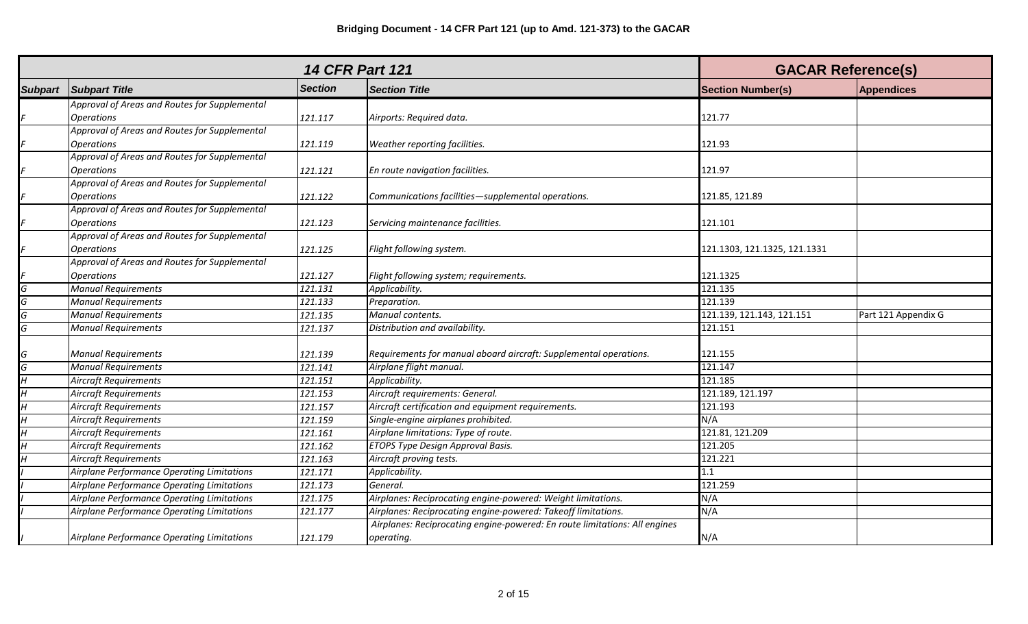**Bridging Document - 14 CFR Part 121 (up to Amd. 121-373) to the GACAR**

| *14 CFR Part 121* | | | | **GACAR Reference(s)** | |
|---|---|---|---|---|---|
| **Subpart** | **Subpart Title** | **Section** | **Section Title** | **Section Number(s)** | **Appendices** |
| *F* | *Approval of Areas and Routes for Supplemental Operations* | *121.117* | *Airports: Required data.* | 121.77 | |
| *F* | *Approval of Areas and Routes for Supplemental Operations* | *121.119* | *Weather reporting facilities.* | 121.93 | |
| *F* | *Approval of Areas and Routes for Supplemental Operations* | *121.121* | *En route navigation facilities.* | 121.97 | |
| *F* | *Approval of Areas and Routes for Supplemental Operations* | *121.122* | *Communications facilities—supplemental operations.* | 121.85, 121.89 | |
| *F* | *Approval of Areas and Routes for Supplemental Operations* | *121.123* | *Servicing maintenance facilities.* | 121.101 | |
| *F* | *Approval of Areas and Routes for Supplemental Operations* | *121.125* | *Flight following system.* | 121.1303, 121.1325, 121.1331 | |
| *F* | *Approval of Areas and Routes for Supplemental Operations* | *121.127* | *Flight following system; requirements.* | 121.1325 | |
| *G* | *Manual Requirements* | *121.131* | *Applicability.* | 121.135 | |
| *G* | *Manual Requirements* | *121.133* | *Preparation.* | 121.139 | |
| *G* | *Manual Requirements* | *121.135* | *Manual contents.* | 121.139, 121.143, 121.151 | Part 121 Appendix G |
| *G* | *Manual Requirements* | *121.137* | *Distribution and availability.* | 121.151 | |
| *G* | *Manual Requirements* | *121.139* | *Requirements for manual aboard aircraft: Supplemental operations.* | 121.155 | |
| *G* | *Manual Requirements* | *121.141* | *Airplane flight manual.* | 121.147 | |
| *H* | *Aircraft Requirements* | *121.151* | *Applicability.* | 121.185 | |
| *H* | *Aircraft Requirements* | *121.153* | *Aircraft requirements: General.* | 121.189, 121.197 | |
| *H* | *Aircraft Requirements* | *121.157* | *Aircraft certification and equipment requirements.* | 121.193 | |
| *H* | *Aircraft Requirements* | *121.159* | *Single-engine airplanes prohibited.* | N/A | |
| *H* | *Aircraft Requirements* | *121.161* | *Airplane limitations: Type of route.* | 121.81, 121.209 | |
| *H* | *Aircraft Requirements* | *121.162* | *ETOPS Type Design Approval Basis.* | 121.205 | |
| *H* | *Aircraft Requirements* | *121.163* | *Aircraft proving tests.* | 121.221 | |
| *I* | *Airplane Performance Operating Limitations* | *121.171* | *Applicability.* | 1.1 | |
| *I* | *Airplane Performance Operating Limitations* | *121.173* | *General.* | 121.259 | |
| *I* | *Airplane Performance Operating Limitations* | *121.175* | *Airplanes: Reciprocating engine-powered: Weight limitations.* | N/A | |
| *I* | *Airplane Performance Operating Limitations* | *121.177* | *Airplanes: Reciprocating engine-powered: Takeoff limitations.* | N/A | |
| *I* | *Airplane Performance Operating Limitations* | *121.179* | *Airplanes: Reciprocating engine-powered: En route limitations: All engines operating.* | N/A | |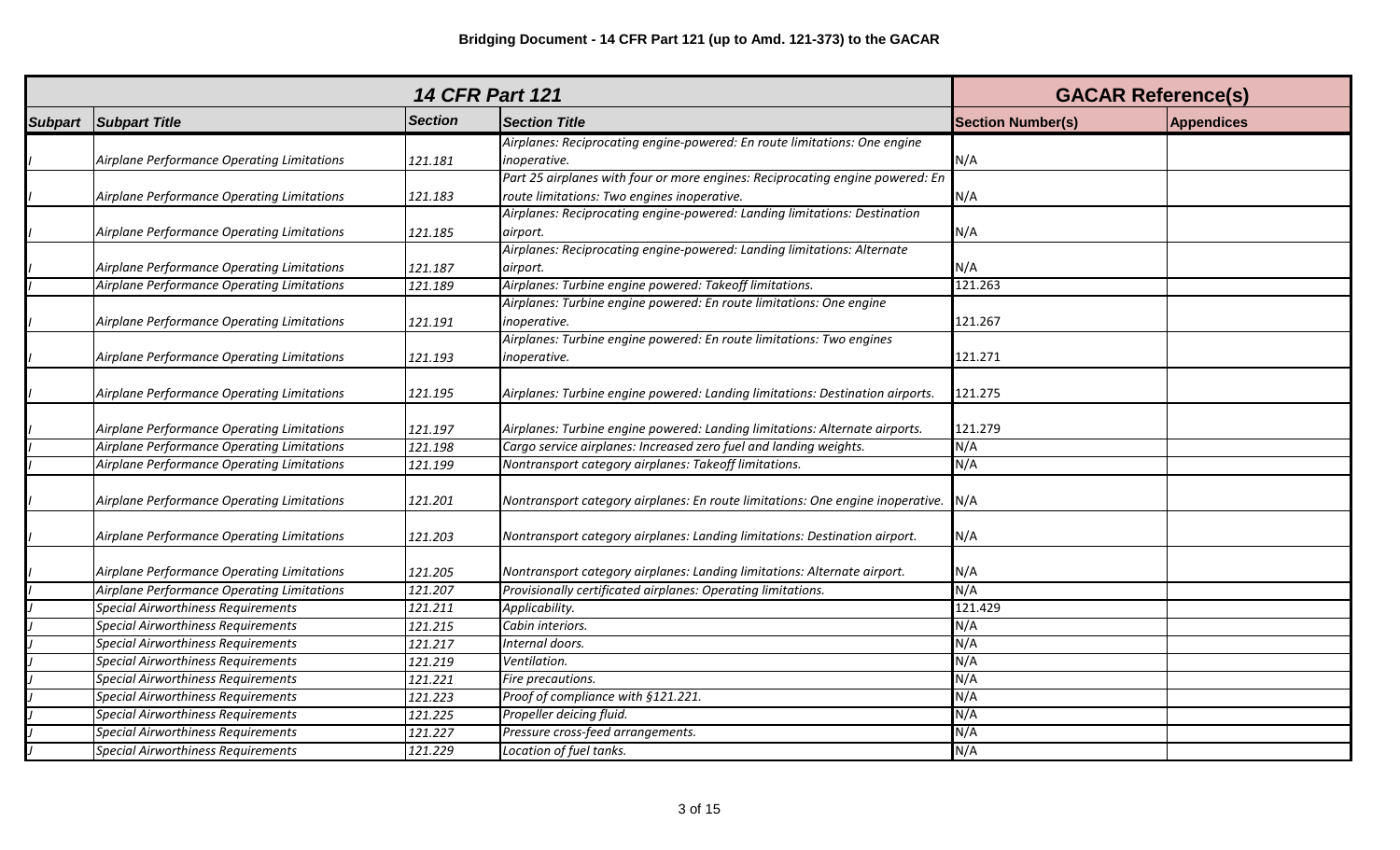## Bridging Document - 14 CFR Part 121 (up to Amd. 121-373) to the GACAR

| 14 CFR Part 121 | | | | GACAR Reference(s) | |
|---|---|---|---|---|---|
| Subpart | Subpart Title | Section | Section Title | Section Number(s) | Appendices |
| I | Airplane Performance Operating Limitations | 121.181 | Airplanes: Reciprocating engine-powered: En route limitations: One engine inoperative. | N/A | |
| I | Airplane Performance Operating Limitations | 121.183 | Part 25 airplanes with four or more engines: Reciprocating engine powered: En route limitations: Two engines inoperative. | N/A | |
| I | Airplane Performance Operating Limitations | 121.185 | Airplanes: Reciprocating engine-powered: Landing limitations: Destination airport. | N/A | |
| I | Airplane Performance Operating Limitations | 121.187 | Airplanes: Reciprocating engine-powered: Landing limitations: Alternate airport. | N/A | |
| I | Airplane Performance Operating Limitations | 121.189 | Airplanes: Turbine engine powered: Takeoff limitations. | 121.263 | |
| I | Airplane Performance Operating Limitations | 121.191 | Airplanes: Turbine engine powered: En route limitations: One engine inoperative. | 121.267 | |
| I | Airplane Performance Operating Limitations | 121.193 | Airplanes: Turbine engine powered: En route limitations: Two engines inoperative. | 121.271 | |
| I | Airplane Performance Operating Limitations | 121.195 | Airplanes: Turbine engine powered: Landing limitations: Destination airports. | 121.275 | |
| I | Airplane Performance Operating Limitations | 121.197 | Airplanes: Turbine engine powered: Landing limitations: Alternate airports. | 121.279 | |
| I | Airplane Performance Operating Limitations | 121.198 | Cargo service airplanes: Increased zero fuel and landing weights. | N/A | |
| I | Airplane Performance Operating Limitations | 121.199 | Nontransport category airplanes: Takeoff limitations. | N/A | |
| I | Airplane Performance Operating Limitations | 121.201 | Nontransport category airplanes: En route limitations: One engine inoperative. | N/A | |
| I | Airplane Performance Operating Limitations | 121.203 | Nontransport category airplanes: Landing limitations: Destination airport. | N/A | |
| I | Airplane Performance Operating Limitations | 121.205 | Nontransport category airplanes: Landing limitations: Alternate airport. | N/A | |
| I | Airplane Performance Operating Limitations | 121.207 | Provisionally certificated airplanes: Operating limitations. | N/A | |
| J | Special Airworthiness Requirements | 121.211 | Applicability. | 121.429 | |
| J | Special Airworthiness Requirements | 121.215 | Cabin interiors. | N/A | |
| J | Special Airworthiness Requirements | 121.217 | Internal doors. | N/A | |
| J | Special Airworthiness Requirements | 121.219 | Ventilation. | N/A | |
| J | Special Airworthiness Requirements | 121.221 | Fire precautions. | N/A | |
| J | Special Airworthiness Requirements | 121.223 | Proof of compliance with §121.221. | N/A | |
| J | Special Airworthiness Requirements | 121.225 | Propeller deicing fluid. | N/A | |
| J | Special Airworthiness Requirements | 121.227 | Pressure cross-feed arrangements. | N/A | |
| J | Special Airworthiness Requirements | 121.229 | Location of fuel tanks. | N/A | |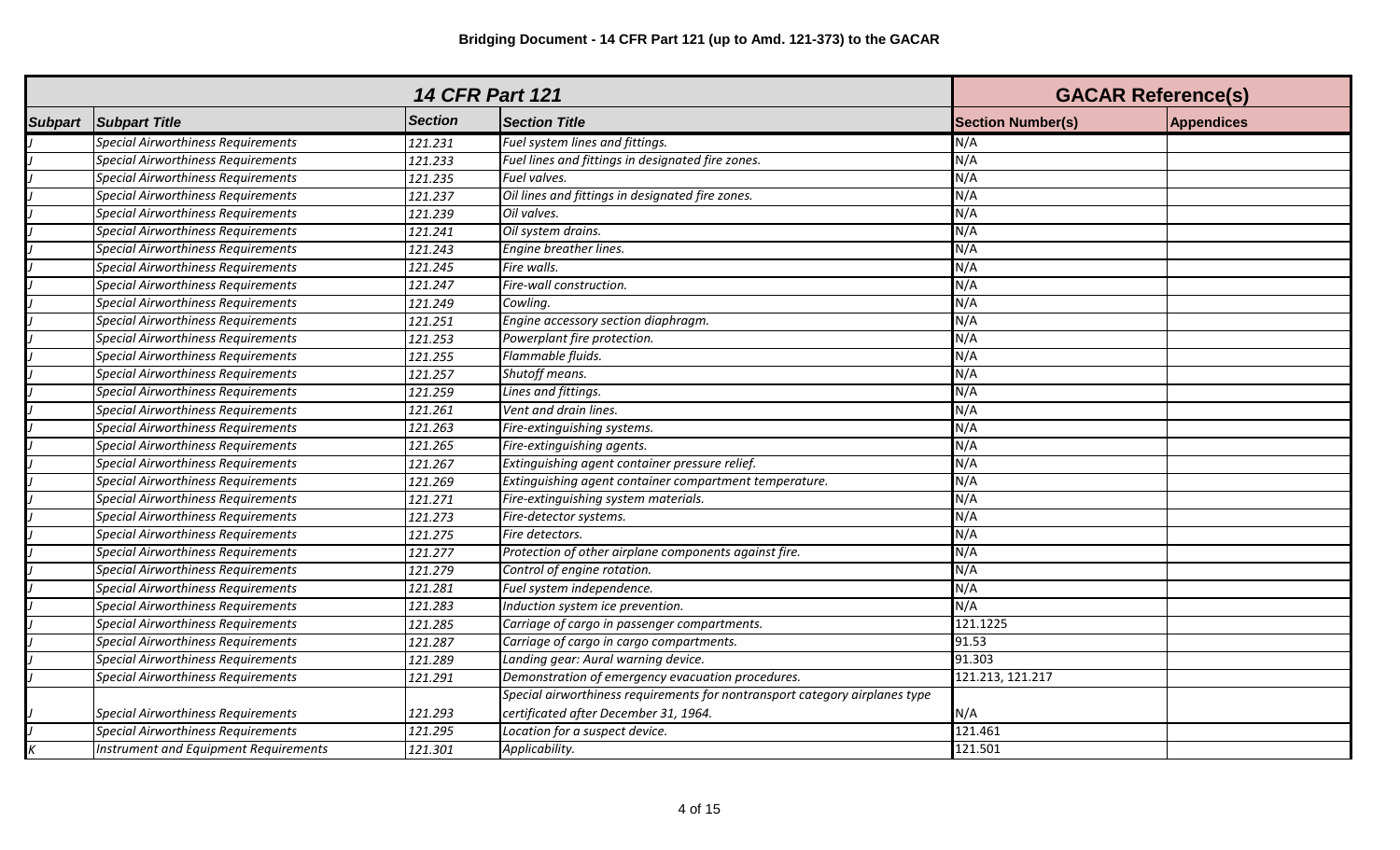**Bridging Document - 14 CFR Part 121 (up to Amd. 121-373) to the GACAR**

| *14 CFR Part 121* | | | | GACAR Reference(s) | |
|---|---|---|---|---|---|
| **Subpart** | **Subpart Title** | **Section** | **Section Title** | **Section Number(s)** | **Appendices** |
| *J* | *Special Airworthiness Requirements* | *121.231* | *Fuel system lines and fittings.* | N/A | |
| *J* | *Special Airworthiness Requirements* | *121.233* | *Fuel lines and fittings in designated fire zones.* | N/A | |
| *J* | *Special Airworthiness Requirements* | *121.235* | *Fuel valves.* | N/A | |
| *J* | *Special Airworthiness Requirements* | *121.237* | *Oil lines and fittings in designated fire zones.* | N/A | |
| *J* | *Special Airworthiness Requirements* | *121.239* | *Oil valves.* | N/A | |
| *J* | *Special Airworthiness Requirements* | *121.241* | *Oil system drains.* | N/A | |
| *J* | *Special Airworthiness Requirements* | *121.243* | *Engine breather lines.* | N/A | |
| *J* | *Special Airworthiness Requirements* | *121.245* | *Fire walls.* | N/A | |
| *J* | *Special Airworthiness Requirements* | *121.247* | *Fire-wall construction.* | N/A | |
| *J* | *Special Airworthiness Requirements* | *121.249* | *Cowling.* | N/A | |
| *J* | *Special Airworthiness Requirements* | *121.251* | *Engine accessory section diaphragm.* | N/A | |
| *J* | *Special Airworthiness Requirements* | *121.253* | *Powerplant fire protection.* | N/A | |
| *J* | *Special Airworthiness Requirements* | *121.255* | *Flammable fluids.* | N/A | |
| *J* | *Special Airworthiness Requirements* | *121.257* | *Shutoff means.* | N/A | |
| *J* | *Special Airworthiness Requirements* | *121.259* | *Lines and fittings.* | N/A | |
| *J* | *Special Airworthiness Requirements* | *121.261* | *Vent and drain lines.* | N/A | |
| *J* | *Special Airworthiness Requirements* | *121.263* | *Fire-extinguishing systems.* | N/A | |
| *J* | *Special Airworthiness Requirements* | *121.265* | *Fire-extinguishing agents.* | N/A | |
| *J* | *Special Airworthiness Requirements* | *121.267* | *Extinguishing agent container pressure relief.* | N/A | |
| *J* | *Special Airworthiness Requirements* | *121.269* | *Extinguishing agent container compartment temperature.* | N/A | |
| *J* | *Special Airworthiness Requirements* | *121.271* | *Fire-extinguishing system materials.* | N/A | |
| *J* | *Special Airworthiness Requirements* | *121.273* | *Fire-detector systems.* | N/A | |
| *J* | *Special Airworthiness Requirements* | *121.275* | *Fire detectors.* | N/A | |
| *J* | *Special Airworthiness Requirements* | *121.277* | *Protection of other airplane components against fire.* | N/A | |
| *J* | *Special Airworthiness Requirements* | *121.279* | *Control of engine rotation.* | N/A | |
| *J* | *Special Airworthiness Requirements* | *121.281* | *Fuel system independence.* | N/A | |
| *J* | *Special Airworthiness Requirements* | *121.283* | *Induction system ice prevention.* | N/A | |
| *J* | *Special Airworthiness Requirements* | *121.285* | *Carriage of cargo in passenger compartments.* | 121.1225 | |
| *J* | *Special Airworthiness Requirements* | *121.287* | *Carriage of cargo in cargo compartments.* | 91.53 | |
| *J* | *Special Airworthiness Requirements* | *121.289* | *Landing gear: Aural warning device.* | 91.303 | |
| *J* | *Special Airworthiness Requirements* | *121.291* | *Demonstration of emergency evacuation procedures.* | 121.213, 121.217 | |
| *J* | *Special Airworthiness Requirements* | *121.293* | *Special airworthiness requirements for nontransport category airplanes type certificated after December 31, 1964.* | N/A | |
| *J* | *Special Airworthiness Requirements* | *121.295* | *Location for a suspect device.* | 121.461 | |
| *K* | *Instrument and Equipment Requirements* | *121.301* | *Applicability.* | 121.501 | |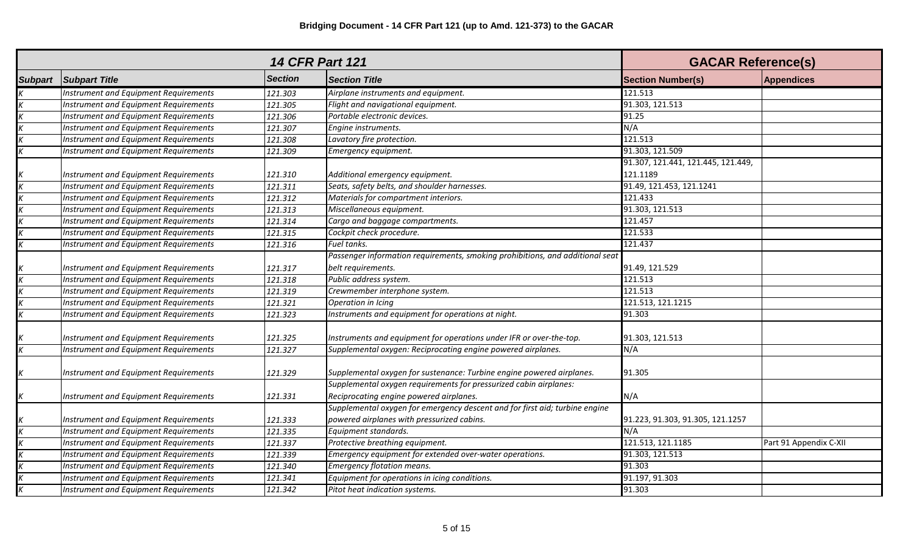**Bridging Document - 14 CFR Part 121 (up to Amd. 121-373) to the GACAR**

| 14 CFR Part 121 | | | | GACAR Reference(s) | |
|---|---|---|---|---|---|
| **Subpart** | **Subpart Title** | **Section** | **Section Title** | **Section Number(s)** | **Appendices** |
| *K* | *Instrument and Equipment Requirements* | *121.303* | *Airplane instruments and equipment.* | 121.513 | |
| *K* | *Instrument and Equipment Requirements* | *121.305* | *Flight and navigational equipment.* | 91.303, 121.513 | |
| *K* | *Instrument and Equipment Requirements* | *121.306* | *Portable electronic devices.* | 91.25 | |
| *K* | *Instrument and Equipment Requirements* | *121.307* | *Engine instruments.* | N/A | |
| *K* | *Instrument and Equipment Requirements* | *121.308* | *Lavatory fire protection.* | 121.513 | |
| *K* | *Instrument and Equipment Requirements* | *121.309* | *Emergency equipment.* | 91.303, 121.509 | |
| *K* | *Instrument and Equipment Requirements* | *121.310* | *Additional emergency equipment.* | 91.307, 121.441, 121.445, 121.449, 121.1189 | |
| *K* | *Instrument and Equipment Requirements* | *121.311* | *Seats, safety belts, and shoulder harnesses.* | 91.49, 121.453, 121.1241 | |
| *K* | *Instrument and Equipment Requirements* | *121.312* | *Materials for compartment interiors.* | 121.433 | |
| *K* | *Instrument and Equipment Requirements* | *121.313* | *Miscellaneous equipment.* | 91.303, 121.513 | |
| *K* | *Instrument and Equipment Requirements* | *121.314* | *Cargo and baggage compartments.* | 121.457 | |
| *K* | *Instrument and Equipment Requirements* | *121.315* | *Cockpit check procedure.* | 121.533 | |
| *K* | *Instrument and Equipment Requirements* | *121.316* | *Fuel tanks.* | 121.437 | |
| *K* | *Instrument and Equipment Requirements* | *121.317* | *Passenger information requirements, smoking prohibitions, and additional seat belt requirements.* | 91.49, 121.529 | |
| *K* | *Instrument and Equipment Requirements* | *121.318* | *Public address system.* | 121.513 | |
| *K* | *Instrument and Equipment Requirements* | *121.319* | *Crewmember interphone system.* | 121.513 | |
| *K* | *Instrument and Equipment Requirements* | *121.321* | *Operation in Icing* | 121.513, 121.1215 | |
| *K* | *Instrument and Equipment Requirements* | *121.323* | *Instruments and equipment for operations at night.* | 91.303 | |
| *K* | *Instrument and Equipment Requirements* | *121.325* | *Instruments and equipment for operations under IFR or over-the-top.* | 91.303, 121.513 | |
| *K* | *Instrument and Equipment Requirements* | *121.327* | *Supplemental oxygen: Reciprocating engine powered airplanes.* | N/A | |
| *K* | *Instrument and Equipment Requirements* | *121.329* | *Supplemental oxygen for sustenance: Turbine engine powered airplanes.* | 91.305 | |
| *K* | *Instrument and Equipment Requirements* | *121.331* | *Supplemental oxygen requirements for pressurized cabin airplanes: Reciprocating engine powered airplanes.* | N/A | |
| *K* | *Instrument and Equipment Requirements* | *121.333* | *Supplemental oxygen for emergency descent and for first aid; turbine engine powered airplanes with pressurized cabins.* | 91.223, 91.303, 91.305, 121.1257 | |
| *K* | *Instrument and Equipment Requirements* | *121.335* | *Equipment standards.* | N/A | |
| *K* | *Instrument and Equipment Requirements* | *121.337* | *Protective breathing equipment.* | 121.513, 121.1185 | Part 91 Appendix C-XII |
| *K* | *Instrument and Equipment Requirements* | *121.339* | *Emergency equipment for extended over-water operations.* | 91.303, 121.513 | |
| *K* | *Instrument and Equipment Requirements* | *121.340* | *Emergency flotation means.* | 91.303 | |
| *K* | *Instrument and Equipment Requirements* | *121.341* | *Equipment for operations in icing conditions.* | 91.197, 91.303 | |
| *K* | *Instrument and Equipment Requirements* | *121.342* | *Pitot heat indication systems.* | 91.303 | |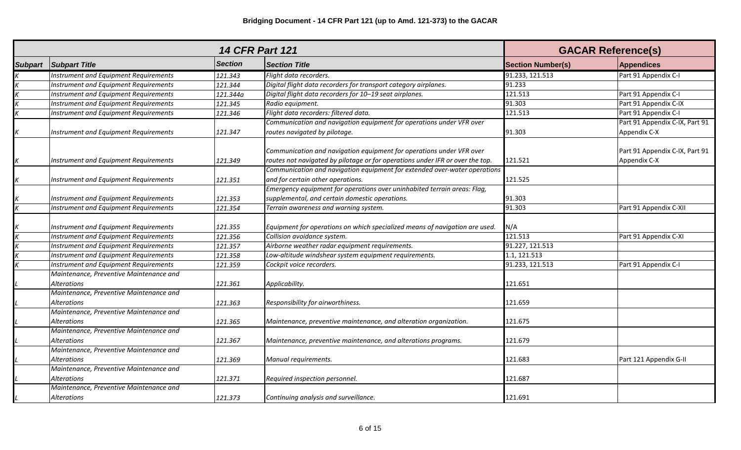**Bridging Document - 14 CFR Part 121 (up to Amd. 121-373) to the GACAR**

| *14 CFR Part 121* | | | | **GACAR Reference(s)** | |
|---|---|---|---|---|---|
| **Subpart** | **Subpart Title** | **Section** | **Section Title** | **Section Number(s)** | **Appendices** |
| *K* | *Instrument and Equipment Requirements* | *121.343* | *Flight data recorders.* | 91.233, 121.513 | Part 91 Appendix C-I |
| *K* | *Instrument and Equipment Requirements* | *121.344* | *Digital flight data recorders for transport category airplanes.* | 91.233 | |
| *K* | *Instrument and Equipment Requirements* | *121.344a* | *Digital flight data recorders for 10–19 seat airplanes.* | 121.513 | Part 91 Appendix C-I |
| *K* | *Instrument and Equipment Requirements* | *121.345* | *Radio equipment.* | 91.303 | Part 91 Appendix C-IX |
| *K* | *Instrument and Equipment Requirements* | *121.346* | *Flight data recorders: filtered data.* | 121.513 | Part 91 Appendix C-I |
| *K* | *Instrument and Equipment Requirements* | *121.347* | *Communication and navigation equipment for operations under VFR over routes navigated by pilotage.* | 91.303 | Part 91 Appendix C-IX, Part 91 Appendix C-X |
| *K* | *Instrument and Equipment Requirements* | *121.349* | *Communication and navigation equipment for operations under VFR over routes not navigated by pilotage or for operations under IFR or over the top.* | 121.521 | Part 91 Appendix C-IX, Part 91 Appendix C-X |
| *K* | *Instrument and Equipment Requirements* | *121.351* | *Communication and navigation equipment for extended over-water operations and for certain other operations.* | 121.525 | |
| *K* | *Instrument and Equipment Requirements* | *121.353* | *Emergency equipment for operations over uninhabited terrain areas: Flag, supplemental, and certain domestic operations.* | 91.303 | |
| *K* | *Instrument and Equipment Requirements* | *121.354* | *Terrain awareness and warning system.* | 91.303 | Part 91 Appendix C-XII |
| *K* | *Instrument and Equipment Requirements* | *121.355* | *Equipment for operations on which specialized means of navigation are used.* | N/A | |
| *K* | *Instrument and Equipment Requirements* | *121.356* | *Collision avoidance system.* | 121.513 | Part 91 Appendix C-XI |
| *K* | *Instrument and Equipment Requirements* | *121.357* | *Airborne weather radar equipment requirements.* | 91.227, 121.513 | |
| *K* | *Instrument and Equipment Requirements* | *121.358* | *Low-altitude windshear system equipment requirements.* | 1.1, 121.513 | |
| *K* | *Instrument and Equipment Requirements* | *121.359* | *Cockpit voice recorders.* | 91.233, 121.513 | Part 91 Appendix C-I |
| *L* | *Maintenance, Preventive Maintenance and Alterations* | *121.361* | *Applicability.* | 121.651 | |
| *L* | *Maintenance, Preventive Maintenance and Alterations* | *121.363* | *Responsibility for airworthiness.* | 121.659 | |
| *L* | *Maintenance, Preventive Maintenance and Alterations* | *121.365* | *Maintenance, preventive maintenance, and alteration organization.* | 121.675 | |
| *L* | *Maintenance, Preventive Maintenance and Alterations* | *121.367* | *Maintenance, preventive maintenance, and alterations programs.* | 121.679 | |
| *L* | *Maintenance, Preventive Maintenance and Alterations* | *121.369* | *Manual requirements.* | 121.683 | Part 121 Appendix G-II |
| *L* | *Maintenance, Preventive Maintenance and Alterations* | *121.371* | *Required inspection personnel.* | 121.687 | |
| *L* | *Maintenance, Preventive Maintenance and Alterations* | *121.373* | *Continuing analysis and surveillance.* | 121.691 | |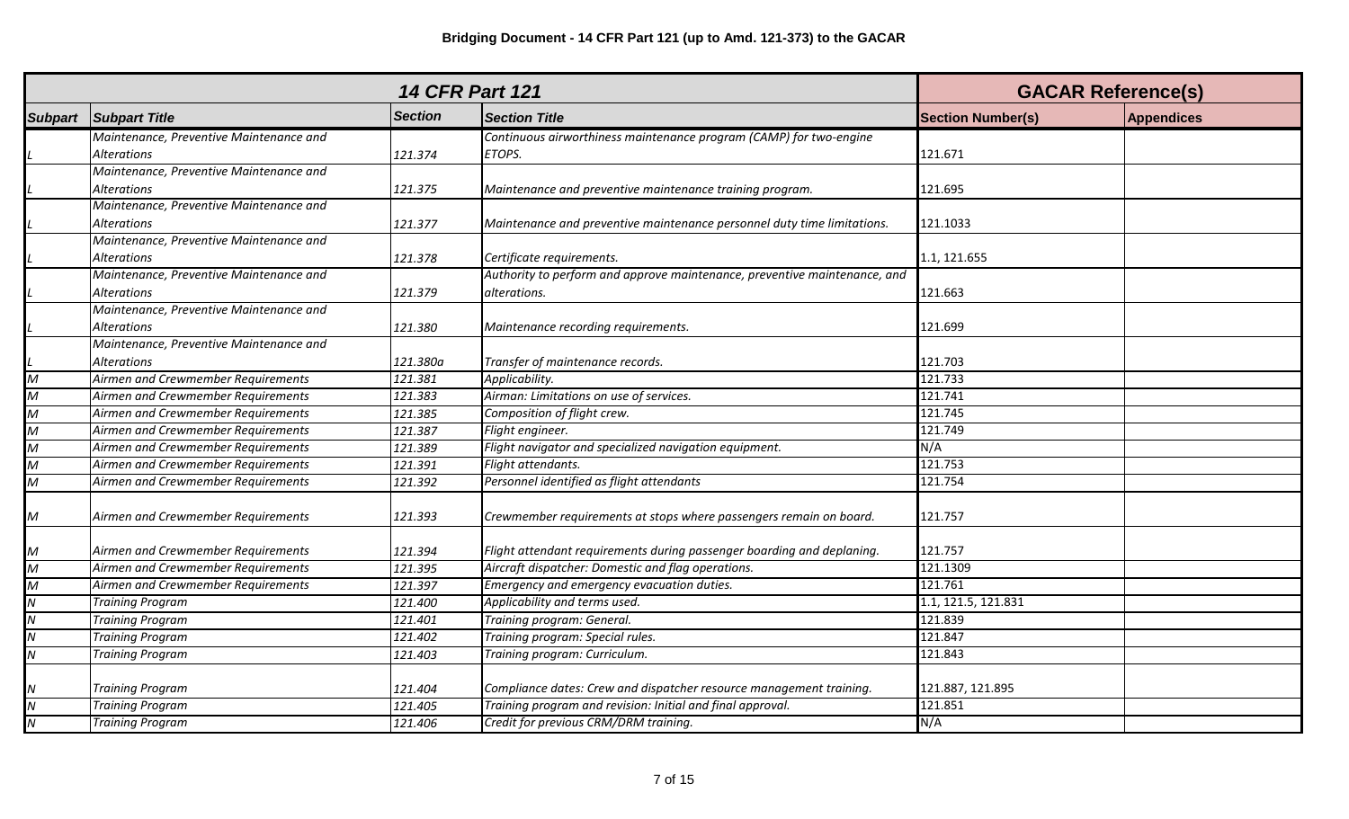**Bridging Document - 14 CFR Part 121 (up to Amd. 121-373) to the GACAR**

| 14 CFR Part 121 | | | | GACAR Reference(s) | |
|---|---|---|---|---|---|
| Subpart | Subpart Title | Section | Section Title | Section Number(s) | Appendices |
| L | Maintenance, Preventive Maintenance and Alterations | 121.374 | Continuous airworthiness maintenance program (CAMP) for two-engine ETOPS. | 121.671 | |
| L | Maintenance, Preventive Maintenance and Alterations | 121.375 | Maintenance and preventive maintenance training program. | 121.695 | |
| L | Maintenance, Preventive Maintenance and Alterations | 121.377 | Maintenance and preventive maintenance personnel duty time limitations. | 121.1033 | |
| L | Maintenance, Preventive Maintenance and Alterations | 121.378 | Certificate requirements. | 1.1, 121.655 | |
| L | Maintenance, Preventive Maintenance and Alterations | 121.379 | Authority to perform and approve maintenance, preventive maintenance, and alterations. | 121.663 | |
| L | Maintenance, Preventive Maintenance and Alterations | 121.380 | Maintenance recording requirements. | 121.699 | |
| L | Maintenance, Preventive Maintenance and Alterations | 121.380a | Transfer of maintenance records. | 121.703 | |
| M | Airmen and Crewmember Requirements | 121.381 | Applicability. | 121.733 | |
| M | Airmen and Crewmember Requirements | 121.383 | Airman: Limitations on use of services. | 121.741 | |
| M | Airmen and Crewmember Requirements | 121.385 | Composition of flight crew. | 121.745 | |
| M | Airmen and Crewmember Requirements | 121.387 | Flight engineer. | 121.749 | |
| M | Airmen and Crewmember Requirements | 121.389 | Flight navigator and specialized navigation equipment. | N/A | |
| M | Airmen and Crewmember Requirements | 121.391 | Flight attendants. | 121.753 | |
| M | Airmen and Crewmember Requirements | 121.392 | Personnel identified as flight attendants | 121.754 | |
| M | Airmen and Crewmember Requirements | 121.393 | Crewmember requirements at stops where passengers remain on board. | 121.757 | |
| M | Airmen and Crewmember Requirements | 121.394 | Flight attendant requirements during passenger boarding and deplaning. | 121.757 | |
| M | Airmen and Crewmember Requirements | 121.395 | Aircraft dispatcher: Domestic and flag operations. | 121.1309 | |
| M | Airmen and Crewmember Requirements | 121.397 | Emergency and emergency evacuation duties. | 121.761 | |
| N | Training Program | 121.400 | Applicability and terms used. | 1.1, 121.5, 121.831 | |
| N | Training Program | 121.401 | Training program: General. | 121.839 | |
| N | Training Program | 121.402 | Training program: Special rules. | 121.847 | |
| N | Training Program | 121.403 | Training program: Curriculum. | 121.843 | |
| N | Training Program | 121.404 | Compliance dates: Crew and dispatcher resource management training. | 121.887, 121.895 | |
| N | Training Program | 121.405 | Training program and revision: Initial and final approval. | 121.851 | |
| N | Training Program | 121.406 | Credit for previous CRM/DRM training. | N/A | |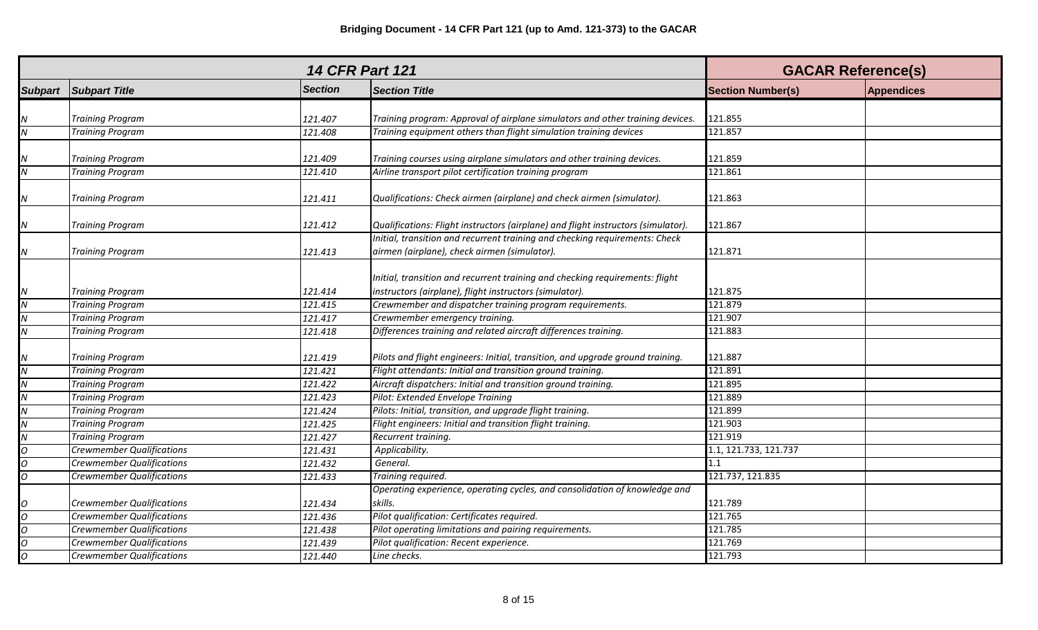# Bridging Document - 14 CFR Part 121 (up to Amd. 121-373) to the GACAR

| 14 CFR Part 121 | | | | GACAR Reference(s) | |
|---|---|---|---|---|---|
| Subpart | Subpart Title | Section | Section Title | Section Number(s) | Appendices |
| N | Training Program | 121.407 | Training program: Approval of airplane simulators and other training devices. | 121.855 | |
| N | Training Program | 121.408 | Training equipment others than flight simulation training devices | 121.857 | |
| N | Training Program | 121.409 | Training courses using airplane simulators and other training devices. | 121.859 | |
| N | Training Program | 121.410 | Airline transport pilot certification training program | 121.861 | |
| N | Training Program | 121.411 | Qualifications: Check airmen (airplane) and check airmen (simulator). | 121.863 | |
| N | Training Program | 121.412 | Qualifications: Flight instructors (airplane) and flight instructors (simulator). | 121.867 | |
| N | Training Program | 121.413 | Initial, transition and recurrent training and checking requirements: Check airmen (airplane), check airmen (simulator). | 121.871 | |
| N | Training Program | 121.414 | Initial, transition and recurrent training and checking requirements: flight instructors (airplane), flight instructors (simulator). | 121.875 | |
| N | Training Program | 121.415 | Crewmember and dispatcher training program requirements. | 121.879 | |
| N | Training Program | 121.417 | Crewmember emergency training. | 121.907 | |
| N | Training Program | 121.418 | Differences training and related aircraft differences training. | 121.883 | |
| N | Training Program | 121.419 | Pilots and flight engineers: Initial, transition, and upgrade ground training. | 121.887 | |
| N | Training Program | 121.421 | Flight attendants: Initial and transition ground training. | 121.891 | |
| N | Training Program | 121.422 | Aircraft dispatchers: Initial and transition ground training. | 121.895 | |
| N | Training Program | 121.423 | Pilot: Extended Envelope Training | 121.889 | |
| N | Training Program | 121.424 | Pilots: Initial, transition, and upgrade flight training. | 121.899 | |
| N | Training Program | 121.425 | Flight engineers: Initial and transition flight training. | 121.903 | |
| N | Training Program | 121.427 | Recurrent training. | 121.919 | |
| O | Crewmember Qualifications | 121.431 | Applicability. | 1.1, 121.733, 121.737 | |
| O | Crewmember Qualifications | 121.432 | General. | 1.1 | |
| O | Crewmember Qualifications | 121.433 | Training required. | 121.737, 121.835 | |
| O | Crewmember Qualifications | 121.434 | Operating experience, operating cycles, and consolidation of knowledge and skills. | 121.789 | |
| O | Crewmember Qualifications | 121.436 | Pilot qualification: Certificates required. | 121.765 | |
| O | Crewmember Qualifications | 121.438 | Pilot operating limitations and pairing requirements. | 121.785 | |
| O | Crewmember Qualifications | 121.439 | Pilot qualification: Recent experience. | 121.769 | |
| O | Crewmember Qualifications | 121.440 | Line checks. | 121.793 | |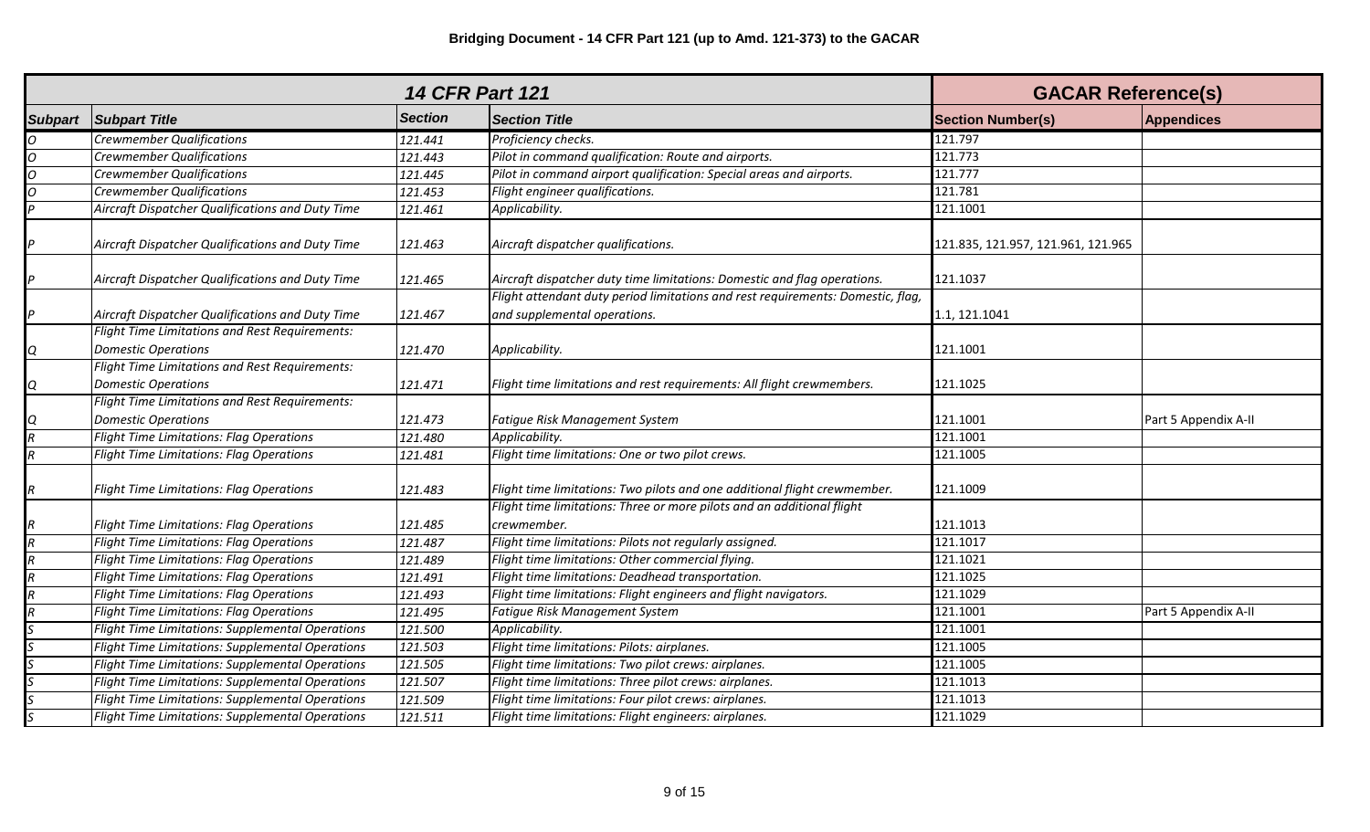# Bridging Document - 14 CFR Part 121 (up to Amd. 121-373) to the GACAR

| 14 CFR Part 121 | | | | GACAR Reference(s) | |
|---|---|---|---|---|---|
| **Subpart** | **Subpart Title** | **Section** | **Section Title** | **Section Number(s)** | **Appendices** |
| *O* | *Crewmember Qualifications* | *121.441* | *Proficiency checks.* | 121.797 | |
| *O* | *Crewmember Qualifications* | *121.443* | *Pilot in command qualification: Route and airports.* | 121.773 | |
| *O* | *Crewmember Qualifications* | *121.445* | *Pilot in command airport qualification: Special areas and airports.* | 121.777 | |
| *O* | *Crewmember Qualifications* | *121.453* | *Flight engineer qualifications.* | 121.781 | |
| *P* | *Aircraft Dispatcher Qualifications and Duty Time* | *121.461* | *Applicability.* | 121.1001 | |
| *P* | *Aircraft Dispatcher Qualifications and Duty Time* | *121.463* | *Aircraft dispatcher qualifications.* | 121.835, 121.957, 121.961, 121.965 | |
| *P* | *Aircraft Dispatcher Qualifications and Duty Time* | *121.465* | *Aircraft dispatcher duty time limitations: Domestic and flag operations.* | 121.1037 | |
| *P* | *Aircraft Dispatcher Qualifications and Duty Time* | *121.467* | *Flight attendant duty period limitations and rest requirements: Domestic, flag, and supplemental operations.* | 1.1, 121.1041 | |
| *Q* | *Flight Time Limitations and Rest Requirements: Domestic Operations* | *121.470* | *Applicability.* | 121.1001 | |
| *Q* | *Flight Time Limitations and Rest Requirements: Domestic Operations* | *121.471* | *Flight time limitations and rest requirements: All flight crewmembers.* | 121.1025 | |
| *Q* | *Flight Time Limitations and Rest Requirements: Domestic Operations* | *121.473* | *Fatigue Risk Management System* | 121.1001 | Part 5 Appendix A-II |
| *R* | *Flight Time Limitations: Flag Operations* | *121.480* | *Applicability.* | 121.1001 | |
| *R* | *Flight Time Limitations: Flag Operations* | *121.481* | *Flight time limitations: One or two pilot crews.* | 121.1005 | |
| *R* | *Flight Time Limitations: Flag Operations* | *121.483* | *Flight time limitations: Two pilots and one additional flight crewmember.* | 121.1009 | |
| *R* | *Flight Time Limitations: Flag Operations* | *121.485* | *Flight time limitations: Three or more pilots and an additional flight crewmember.* | 121.1013 | |
| *R* | *Flight Time Limitations: Flag Operations* | *121.487* | *Flight time limitations: Pilots not regularly assigned.* | 121.1017 | |
| *R* | *Flight Time Limitations: Flag Operations* | *121.489* | *Flight time limitations: Other commercial flying.* | 121.1021 | |
| *R* | *Flight Time Limitations: Flag Operations* | *121.491* | *Flight time limitations: Deadhead transportation.* | 121.1025 | |
| *R* | *Flight Time Limitations: Flag Operations* | *121.493* | *Flight time limitations: Flight engineers and flight navigators.* | 121.1029 | |
| *R* | *Flight Time Limitations: Flag Operations* | *121.495* | *Fatigue Risk Management System* | 121.1001 | Part 5 Appendix A-II |
| *S* | *Flight Time Limitations: Supplemental Operations* | *121.500* | *Applicability.* | 121.1001 | |
| *S* | *Flight Time Limitations: Supplemental Operations* | *121.503* | *Flight time limitations: Pilots: airplanes.* | 121.1005 | |
| *S* | *Flight Time Limitations: Supplemental Operations* | *121.505* | *Flight time limitations: Two pilot crews: airplanes.* | 121.1005 | |
| *S* | *Flight Time Limitations: Supplemental Operations* | *121.507* | *Flight time limitations: Three pilot crews: airplanes.* | 121.1013 | |
| *S* | *Flight Time Limitations: Supplemental Operations* | *121.509* | *Flight time limitations: Four pilot crews: airplanes.* | 121.1013 | |
| *S* | *Flight Time Limitations: Supplemental Operations* | *121.511* | *Flight time limitations: Flight engineers: airplanes.* | 121.1029 | |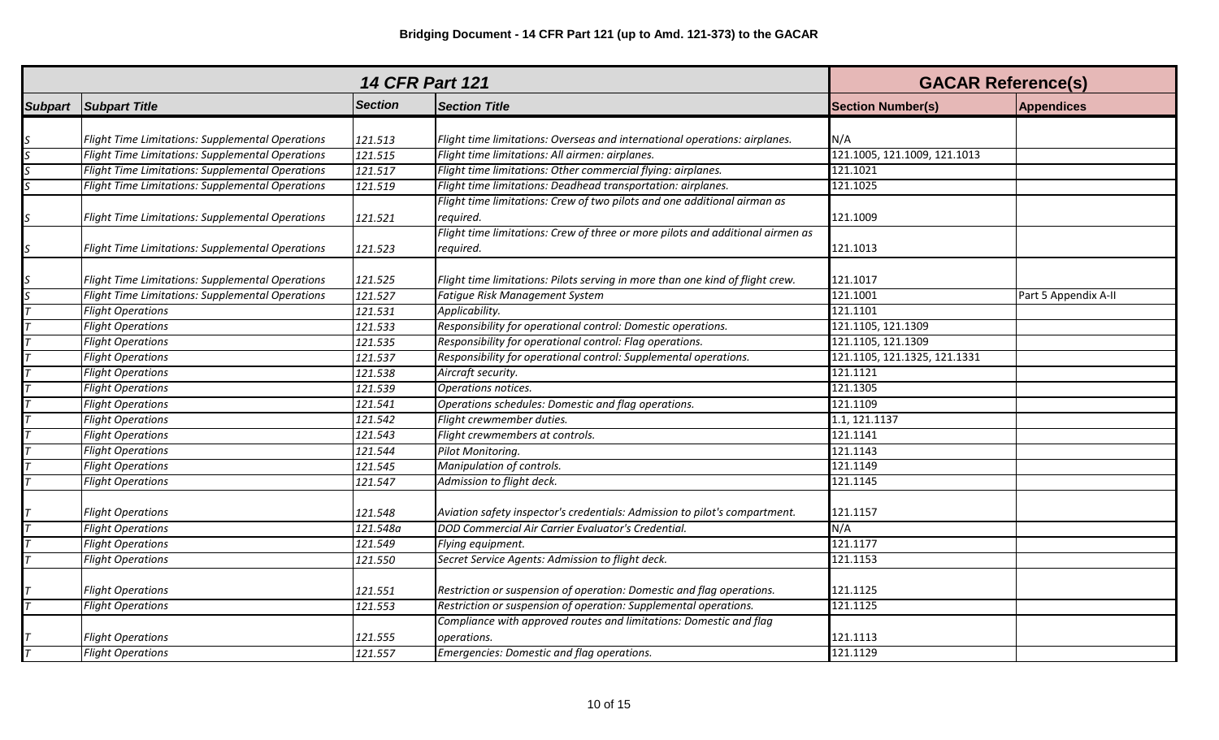**Bridging Document - 14 CFR Part 121 (up to Amd. 121-373) to the GACAR**

| 14 CFR Part 121 | | | | GACAR Reference(s) | |
|---|---|---|---|---|---|
| Subpart | Subpart Title | Section | Section Title | Section Number(s) | Appendices |
| S | Flight Time Limitations: Supplemental Operations | 121.513 | Flight time limitations: Overseas and international operations: airplanes. | N/A | |
| S | Flight Time Limitations: Supplemental Operations | 121.515 | Flight time limitations: All airmen: airplanes. | 121.1005, 121.1009, 121.1013 | |
| S | Flight Time Limitations: Supplemental Operations | 121.517 | Flight time limitations: Other commercial flying: airplanes. | 121.1021 | |
| S | Flight Time Limitations: Supplemental Operations | 121.519 | Flight time limitations: Deadhead transportation: airplanes. | 121.1025 | |
| S | Flight Time Limitations: Supplemental Operations | 121.521 | Flight time limitations: Crew of two pilots and one additional airman as required. | 121.1009 | |
| S | Flight Time Limitations: Supplemental Operations | 121.523 | Flight time limitations: Crew of three or more pilots and additional airmen as required. | 121.1013 | |
| S | Flight Time Limitations: Supplemental Operations | 121.525 | Flight time limitations: Pilots serving in more than one kind of flight crew. | 121.1017 | |
| S | Flight Time Limitations: Supplemental Operations | 121.527 | Fatigue Risk Management System | 121.1001 | Part 5 Appendix A-II |
| T | Flight Operations | 121.531 | Applicability. | 121.1101 | |
| T | Flight Operations | 121.533 | Responsibility for operational control: Domestic operations. | 121.1105, 121.1309 | |
| T | Flight Operations | 121.535 | Responsibility for operational control: Flag operations. | 121.1105, 121.1309 | |
| T | Flight Operations | 121.537 | Responsibility for operational control: Supplemental operations. | 121.1105, 121.1325, 121.1331 | |
| T | Flight Operations | 121.538 | Aircraft security. | 121.1121 | |
| T | Flight Operations | 121.539 | Operations notices. | 121.1305 | |
| T | Flight Operations | 121.541 | Operations schedules: Domestic and flag operations. | 121.1109 | |
| T | Flight Operations | 121.542 | Flight crewmember duties. | 1.1, 121.1137 | |
| T | Flight Operations | 121.543 | Flight crewmembers at controls. | 121.1141 | |
| T | Flight Operations | 121.544 | Pilot Monitoring. | 121.1143 | |
| T | Flight Operations | 121.545 | Manipulation of controls. | 121.1149 | |
| T | Flight Operations | 121.547 | Admission to flight deck. | 121.1145 | |
| T | Flight Operations | 121.548 | Aviation safety inspector's credentials: Admission to pilot's compartment. | 121.1157 | |
| T | Flight Operations | 121.548a | DOD Commercial Air Carrier Evaluator's Credential. | N/A | |
| T | Flight Operations | 121.549 | Flying equipment. | 121.1177 | |
| T | Flight Operations | 121.550 | Secret Service Agents: Admission to flight deck. | 121.1153 | |
| T | Flight Operations | 121.551 | Restriction or suspension of operation: Domestic and flag operations. | 121.1125 | |
| T | Flight Operations | 121.553 | Restriction or suspension of operation: Supplemental operations. | 121.1125 | |
| T | Flight Operations | 121.555 | Compliance with approved routes and limitations: Domestic and flag operations. | 121.1113 | |
| T | Flight Operations | 121.557 | Emergencies: Domestic and flag operations. | 121.1129 | |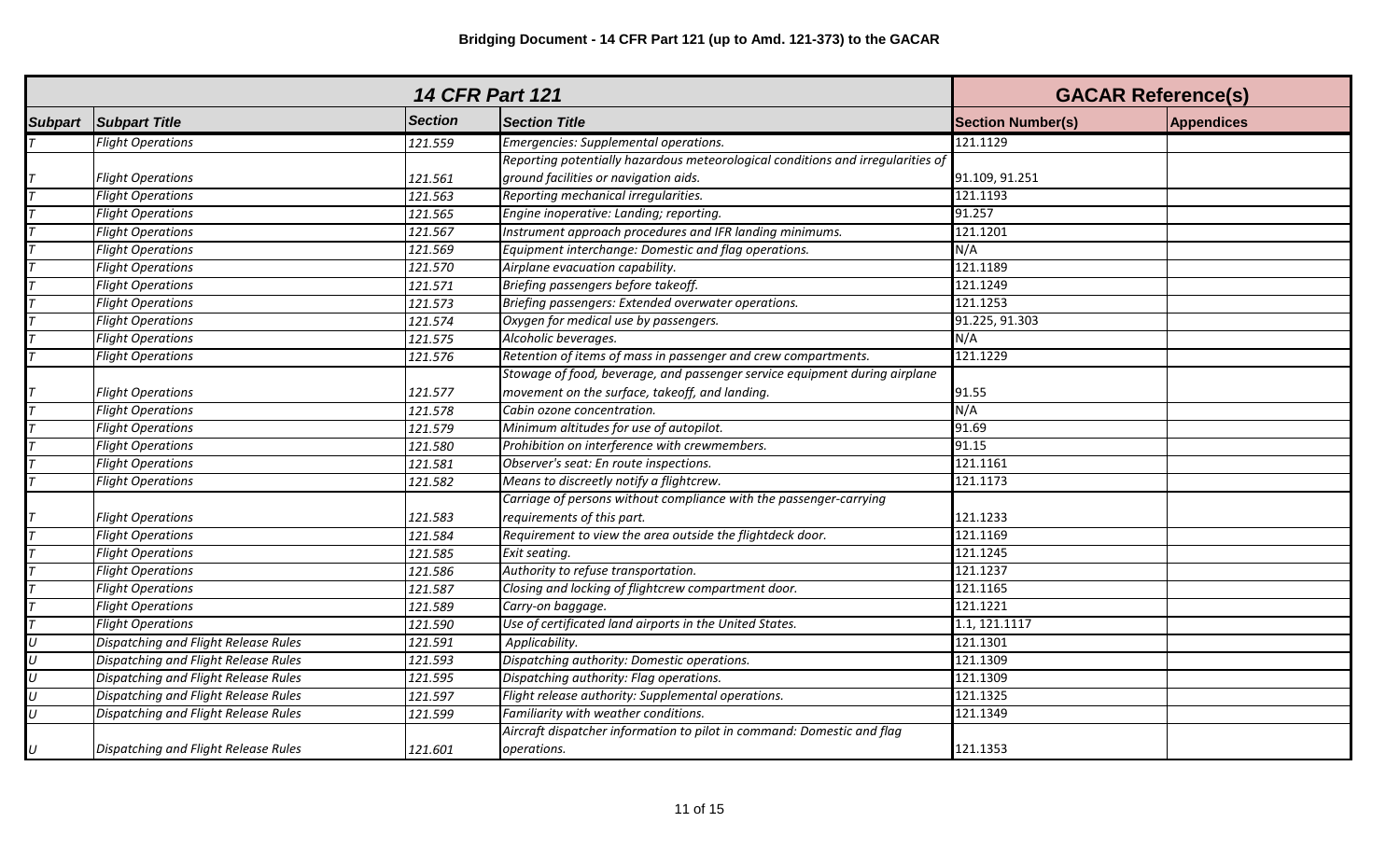**Bridging Document - 14 CFR Part 121 (up to Amd. 121-373) to the GACAR**

| *14 CFR Part 121* | | | | **GACAR Reference(s)** | |
|---|---|---|---|---|---|
| **Subpart** | **Subpart Title** | **Section** | **Section Title** | **Section Number(s)** | **Appendices** |
| *T* | *Flight Operations* | *121.559* | *Emergencies: Supplemental operations.* | 121.1129 | |
| *T* | *Flight Operations* | *121.561* | *Reporting potentially hazardous meteorological conditions and irregularities of ground facilities or navigation aids.* | 91.109, 91.251 | |
| *T* | *Flight Operations* | *121.563* | *Reporting mechanical irregularities.* | 121.1193 | |
| *T* | *Flight Operations* | *121.565* | *Engine inoperative: Landing; reporting.* | 91.257 | |
| *T* | *Flight Operations* | *121.567* | *Instrument approach procedures and IFR landing minimums.* | 121.1201 | |
| *T* | *Flight Operations* | *121.569* | *Equipment interchange: Domestic and flag operations.* | N/A | |
| *T* | *Flight Operations* | *121.570* | *Airplane evacuation capability.* | 121.1189 | |
| *T* | *Flight Operations* | *121.571* | *Briefing passengers before takeoff.* | 121.1249 | |
| *T* | *Flight Operations* | *121.573* | *Briefing passengers: Extended overwater operations.* | 121.1253 | |
| *T* | *Flight Operations* | *121.574* | *Oxygen for medical use by passengers.* | 91.225, 91.303 | |
| *T* | *Flight Operations* | *121.575* | *Alcoholic beverages.* | N/A | |
| *T* | *Flight Operations* | *121.576* | *Retention of items of mass in passenger and crew compartments.* | 121.1229 | |
| *T* | *Flight Operations* | *121.577* | *Stowage of food, beverage, and passenger service equipment during airplane movement on the surface, takeoff, and landing.* | 91.55 | |
| *T* | *Flight Operations* | *121.578* | *Cabin ozone concentration.* | N/A | |
| *T* | *Flight Operations* | *121.579* | *Minimum altitudes for use of autopilot.* | 91.69 | |
| *T* | *Flight Operations* | *121.580* | *Prohibition on interference with crewmembers.* | 91.15 | |
| *T* | *Flight Operations* | *121.581* | *Observer's seat: En route inspections.* | 121.1161 | |
| *T* | *Flight Operations* | *121.582* | *Means to discreetly notify a flightcrew.* | 121.1173 | |
| *T* | *Flight Operations* | *121.583* | *Carriage of persons without compliance with the passenger-carrying requirements of this part.* | 121.1233 | |
| *T* | *Flight Operations* | *121.584* | *Requirement to view the area outside the flightdeck door.* | 121.1169 | |
| *T* | *Flight Operations* | *121.585* | *Exit seating.* | 121.1245 | |
| *T* | *Flight Operations* | *121.586* | *Authority to refuse transportation.* | 121.1237 | |
| *T* | *Flight Operations* | *121.587* | *Closing and locking of flightcrew compartment door.* | 121.1165 | |
| *T* | *Flight Operations* | *121.589* | *Carry-on baggage.* | 121.1221 | |
| *T* | *Flight Operations* | *121.590* | *Use of certificated land airports in the United States.* | 1.1, 121.1117 | |
| *U* | *Dispatching and Flight Release Rules* | *121.591* | *Applicability.* | 121.1301 | |
| *U* | *Dispatching and Flight Release Rules* | *121.593* | *Dispatching authority: Domestic operations.* | 121.1309 | |
| *U* | *Dispatching and Flight Release Rules* | *121.595* | *Dispatching authority: Flag operations.* | 121.1309 | |
| *U* | *Dispatching and Flight Release Rules* | *121.597* | *Flight release authority: Supplemental operations.* | 121.1325 | |
| *U* | *Dispatching and Flight Release Rules* | *121.599* | *Familiarity with weather conditions.* | 121.1349 | |
| *U* | *Dispatching and Flight Release Rules* | *121.601* | *Aircraft dispatcher information to pilot in command: Domestic and flag operations.* | 121.1353 | |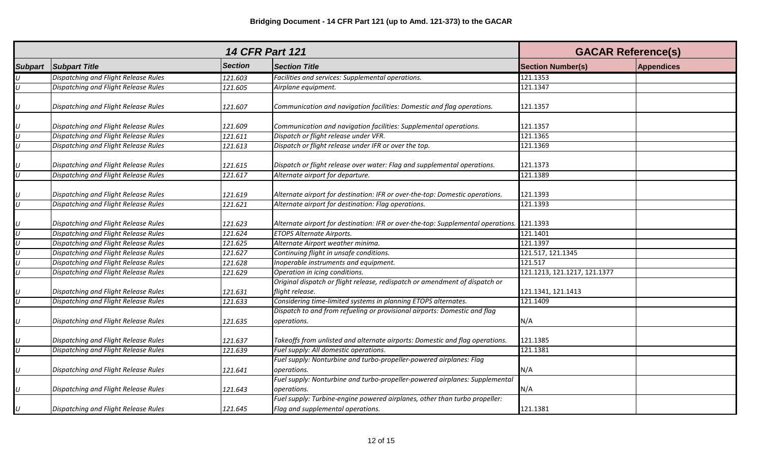**Bridging Document - 14 CFR Part 121 (up to Amd. 121-373) to the GACAR**

| 14 CFR Part 121 | | | | GACAR Reference(s) | |
|---|---|---|---|---|---|
| **Subpart** | **Subpart Title** | **Section** | **Section Title** | **Section Number(s)** | **Appendices** |
| *U* | *Dispatching and Flight Release Rules* | *121.603* | *Facilities and services: Supplemental operations.* | 121.1353 | |
| *U* | *Dispatching and Flight Release Rules* | *121.605* | *Airplane equipment.* | 121.1347 | |
| *U* | *Dispatching and Flight Release Rules* | *121.607* | *Communication and navigation facilities: Domestic and flag operations.* | 121.1357 | |
| *U* | *Dispatching and Flight Release Rules* | *121.609* | *Communication and navigation facilities: Supplemental operations.* | 121.1357 | |
| *U* | *Dispatching and Flight Release Rules* | *121.611* | *Dispatch or flight release under VFR.* | 121.1365 | |
| *U* | *Dispatching and Flight Release Rules* | *121.613* | *Dispatch or flight release under IFR or over the top.* | 121.1369 | |
| *U* | *Dispatching and Flight Release Rules* | *121.615* | *Dispatch or flight release over water: Flag and supplemental operations.* | 121.1373 | |
| *U* | *Dispatching and Flight Release Rules* | *121.617* | *Alternate airport for departure.* | 121.1389 | |
| *U* | *Dispatching and Flight Release Rules* | *121.619* | *Alternate airport for destination: IFR or over-the-top: Domestic operations.* | 121.1393 | |
| *U* | *Dispatching and Flight Release Rules* | *121.621* | *Alternate airport for destination: Flag operations.* | 121.1393 | |
| *U* | *Dispatching and Flight Release Rules* | *121.623* | *Alternate airport for destination: IFR or over-the-top: Supplemental operations.* | 121.1393 | |
| *U* | *Dispatching and Flight Release Rules* | *121.624* | *ETOPS Alternate Airports.* | 121.1401 | |
| *U* | *Dispatching and Flight Release Rules* | *121.625* | *Alternate Airport weather minima.* | 121.1397 | |
| *U* | *Dispatching and Flight Release Rules* | *121.627* | *Continuing flight in unsafe conditions.* | 121.517, 121.1345 | |
| *U* | *Dispatching and Flight Release Rules* | *121.628* | *Inoperable instruments and equipment.* | 121.517 | |
| *U* | *Dispatching and Flight Release Rules* | *121.629* | *Operation in icing conditions.* | 121.1213, 121.1217, 121.1377 | |
| *U* | *Dispatching and Flight Release Rules* | *121.631* | *Original dispatch or flight release, redispatch or amendment of dispatch or flight release.* | 121.1341, 121.1413 | |
| *U* | *Dispatching and Flight Release Rules* | *121.633* | *Considering time-limited systems in planning ETOPS alternates.* | 121.1409 | |
| *U* | *Dispatching and Flight Release Rules* | *121.635* | *Dispatch to and from refueling or provisional airports: Domestic and flag operations.* | N/A | |
| *U* | *Dispatching and Flight Release Rules* | *121.637* | *Takeoffs from unlisted and alternate airports: Domestic and flag operations.* | 121.1385 | |
| *U* | *Dispatching and Flight Release Rules* | *121.639* | *Fuel supply: All domestic operations.* | 121.1381 | |
| *U* | *Dispatching and Flight Release Rules* | *121.641* | *Fuel supply: Nonturbine and turbo-propeller-powered airplanes: Flag operations.* | N/A | |
| *U* | *Dispatching and Flight Release Rules* | *121.643* | *Fuel supply: Nonturbine and turbo-propeller-powered airplanes: Supplemental operations.* | N/A | |
| *U* | *Dispatching and Flight Release Rules* | *121.645* | *Fuel supply: Turbine-engine powered airplanes, other than turbo propeller: Flag and supplemental operations.* | 121.1381 | |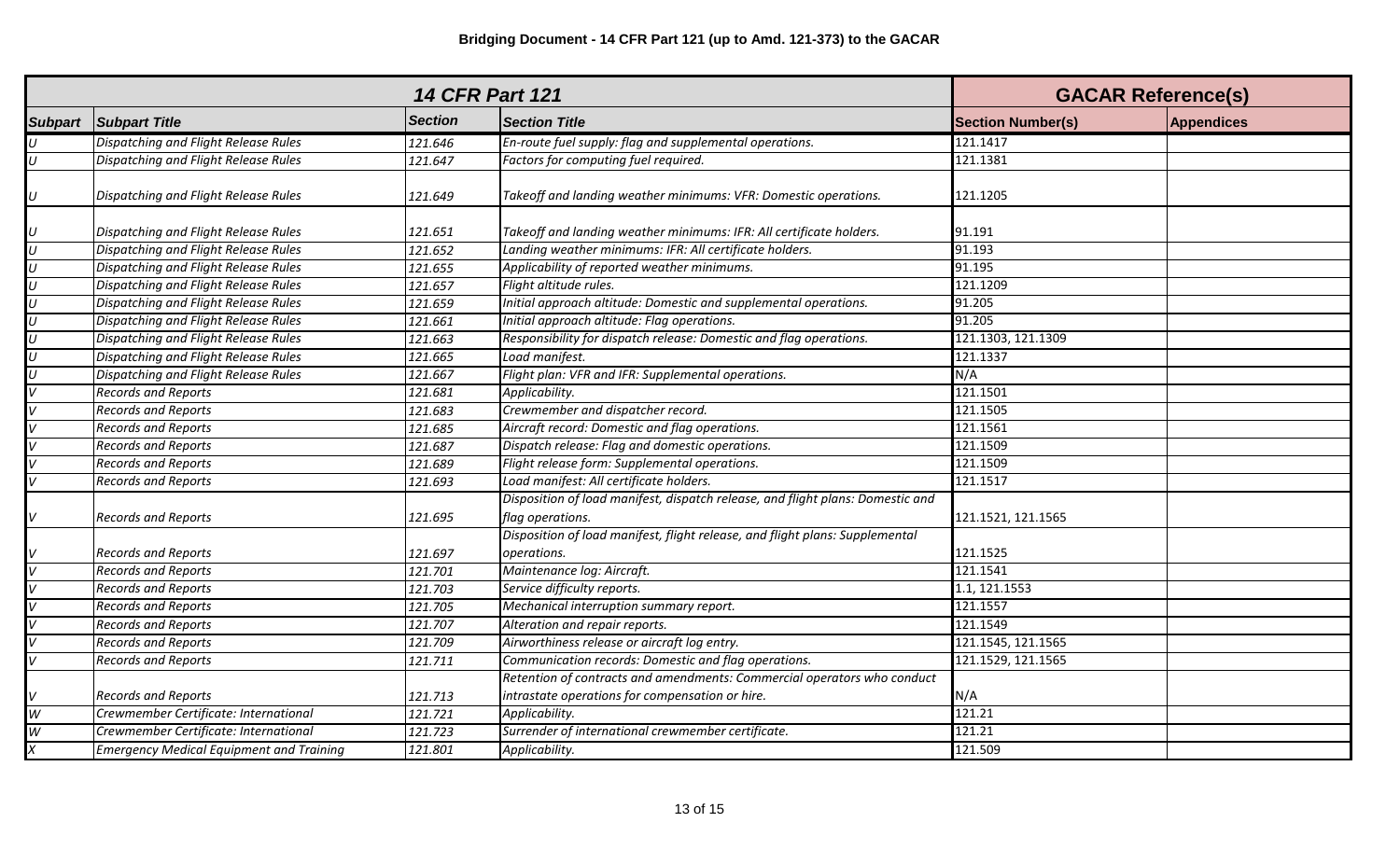**Bridging Document - 14 CFR Part 121 (up to Amd. 121-373) to the GACAR**

| 14 CFR Part 121 | | | | GACAR Reference(s) | |
|---|---|---|---|---|---|
| **Subpart** | **Subpart Title** | **Section** | **Section Title** | **Section Number(s)** | **Appendices** |
| U | Dispatching and Flight Release Rules | 121.646 | En-route fuel supply: flag and supplemental operations. | 121.1417 | |
| U | Dispatching and Flight Release Rules | 121.647 | Factors for computing fuel required. | 121.1381 | |
| U | Dispatching and Flight Release Rules | 121.649 | Takeoff and landing weather minimums: VFR: Domestic operations. | 121.1205 | |
| U | Dispatching and Flight Release Rules | 121.651 | Takeoff and landing weather minimums: IFR: All certificate holders. | 91.191 | |
| U | Dispatching and Flight Release Rules | 121.652 | Landing weather minimums: IFR: All certificate holders. | 91.193 | |
| U | Dispatching and Flight Release Rules | 121.655 | Applicability of reported weather minimums. | 91.195 | |
| U | Dispatching and Flight Release Rules | 121.657 | Flight altitude rules. | 121.1209 | |
| U | Dispatching and Flight Release Rules | 121.659 | Initial approach altitude: Domestic and supplemental operations. | 91.205 | |
| U | Dispatching and Flight Release Rules | 121.661 | Initial approach altitude: Flag operations. | 91.205 | |
| U | Dispatching and Flight Release Rules | 121.663 | Responsibility for dispatch release: Domestic and flag operations. | 121.1303, 121.1309 | |
| U | Dispatching and Flight Release Rules | 121.665 | Load manifest. | 121.1337 | |
| U | Dispatching and Flight Release Rules | 121.667 | Flight plan: VFR and IFR: Supplemental operations. | N/A | |
| V | Records and Reports | 121.681 | Applicability. | 121.1501 | |
| V | Records and Reports | 121.683 | Crewmember and dispatcher record. | 121.1505 | |
| V | Records and Reports | 121.685 | Aircraft record: Domestic and flag operations. | 121.1561 | |
| V | Records and Reports | 121.687 | Dispatch release: Flag and domestic operations. | 121.1509 | |
| V | Records and Reports | 121.689 | Flight release form: Supplemental operations. | 121.1509 | |
| V | Records and Reports | 121.693 | Load manifest: All certificate holders. | 121.1517 | |
| V | Records and Reports | 121.695 | Disposition of load manifest, dispatch release, and flight plans: Domestic and flag operations. | 121.1521, 121.1565 | |
| V | Records and Reports | 121.697 | Disposition of load manifest, flight release, and flight plans: Supplemental operations. | 121.1525 | |
| V | Records and Reports | 121.701 | Maintenance log: Aircraft. | 121.1541 | |
| V | Records and Reports | 121.703 | Service difficulty reports. | 1.1, 121.1553 | |
| V | Records and Reports | 121.705 | Mechanical interruption summary report. | 121.1557 | |
| V | Records and Reports | 121.707 | Alteration and repair reports. | 121.1549 | |
| V | Records and Reports | 121.709 | Airworthiness release or aircraft log entry. | 121.1545, 121.1565 | |
| V | Records and Reports | 121.711 | Communication records: Domestic and flag operations. | 121.1529, 121.1565 | |
| V | Records and Reports | 121.713 | Retention of contracts and amendments: Commercial operators who conduct intrastate operations for compensation or hire. | N/A | |
| W | Crewmember Certificate: International | 121.721 | Applicability. | 121.21 | |
| W | Crewmember Certificate: International | 121.723 | Surrender of international crewmember certificate. | 121.21 | |
| X | Emergency Medical Equipment and Training | 121.801 | Applicability. | 121.509 | |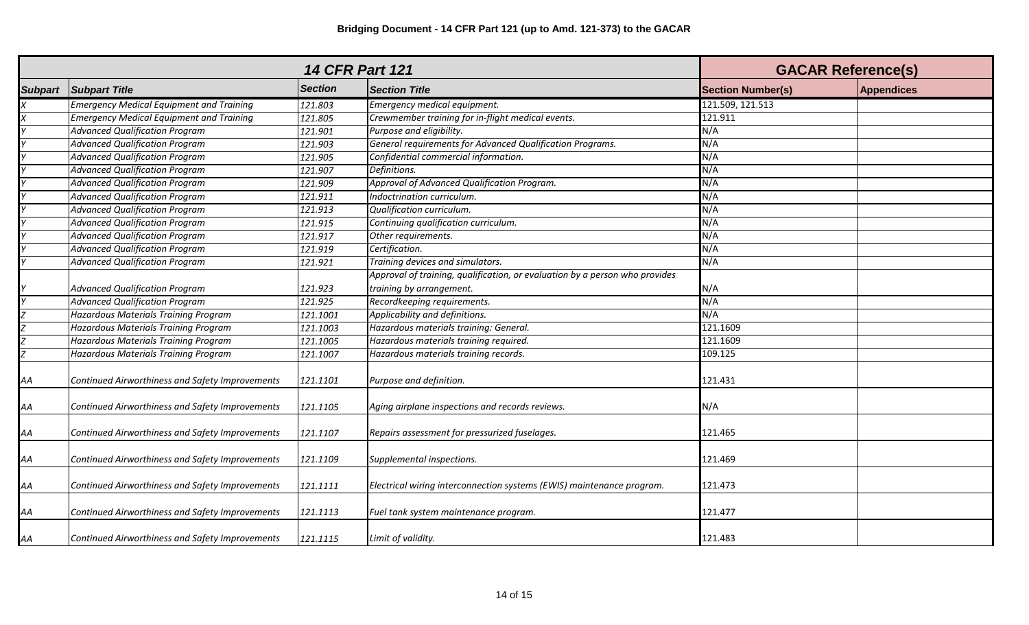**Bridging Document - 14 CFR Part 121 (up to Amd. 121-373) to the GACAR**

| *14 CFR Part 121* | | | | GACAR Reference(s) | |
|---|---|---|---|---|---|
| **Subpart** | **Subpart Title** | **Section** | **Section Title** | **Section Number(s)** | **Appendices** |
| *X* | *Emergency Medical Equipment and Training* | *121.803* | *Emergency medical equipment.* | 121.509, 121.513 | |
| *X* | *Emergency Medical Equipment and Training* | *121.805* | *Crewmember training for in-flight medical events.* | 121.911 | |
| *Y* | *Advanced Qualification Program* | *121.901* | *Purpose and eligibility.* | N/A | |
| *Y* | *Advanced Qualification Program* | *121.903* | *General requirements for Advanced Qualification Programs.* | N/A | |
| *Y* | *Advanced Qualification Program* | *121.905* | *Confidential commercial information.* | N/A | |
| *Y* | *Advanced Qualification Program* | *121.907* | *Definitions.* | N/A | |
| *Y* | *Advanced Qualification Program* | *121.909* | *Approval of Advanced Qualification Program.* | N/A | |
| *Y* | *Advanced Qualification Program* | *121.911* | *Indoctrination curriculum.* | N/A | |
| *Y* | *Advanced Qualification Program* | *121.913* | *Qualification curriculum.* | N/A | |
| *Y* | *Advanced Qualification Program* | *121.915* | *Continuing qualification curriculum.* | N/A | |
| *Y* | *Advanced Qualification Program* | *121.917* | *Other requirements.* | N/A | |
| *Y* | *Advanced Qualification Program* | *121.919* | *Certification.* | N/A | |
| *Y* | *Advanced Qualification Program* | *121.921* | *Training devices and simulators.* | N/A | |
| *Y* | *Advanced Qualification Program* | *121.923* | *Approval of training, qualification, or evaluation by a person who provides training by arrangement.* | N/A | |
| *Y* | *Advanced Qualification Program* | *121.925* | *Recordkeeping requirements.* | N/A | |
| *Z* | *Hazardous Materials Training Program* | *121.1001* | *Applicability and definitions.* | N/A | |
| *Z* | *Hazardous Materials Training Program* | *121.1003* | *Hazardous materials training: General.* | 121.1609 | |
| *Z* | *Hazardous Materials Training Program* | *121.1005* | *Hazardous materials training required.* | 121.1609 | |
| *Z* | *Hazardous Materials Training Program* | *121.1007* | *Hazardous materials training records.* | 109.125 | |
| *AA* | *Continued Airworthiness and Safety Improvements* | *121.1101* | *Purpose and definition.* | 121.431 | |
| *AA* | *Continued Airworthiness and Safety Improvements* | *121.1105* | *Aging airplane inspections and records reviews.* | N/A | |
| *AA* | *Continued Airworthiness and Safety Improvements* | *121.1107* | *Repairs assessment for pressurized fuselages.* | 121.465 | |
| *AA* | *Continued Airworthiness and Safety Improvements* | *121.1109* | *Supplemental inspections.* | 121.469 | |
| *AA* | *Continued Airworthiness and Safety Improvements* | *121.1111* | *Electrical wiring interconnection systems (EWIS) maintenance program.* | 121.473 | |
| *AA* | *Continued Airworthiness and Safety Improvements* | *121.1113* | *Fuel tank system maintenance program.* | 121.477 | |
| *AA* | *Continued Airworthiness and Safety Improvements* | *121.1115* | *Limit of validity.* | 121.483 | |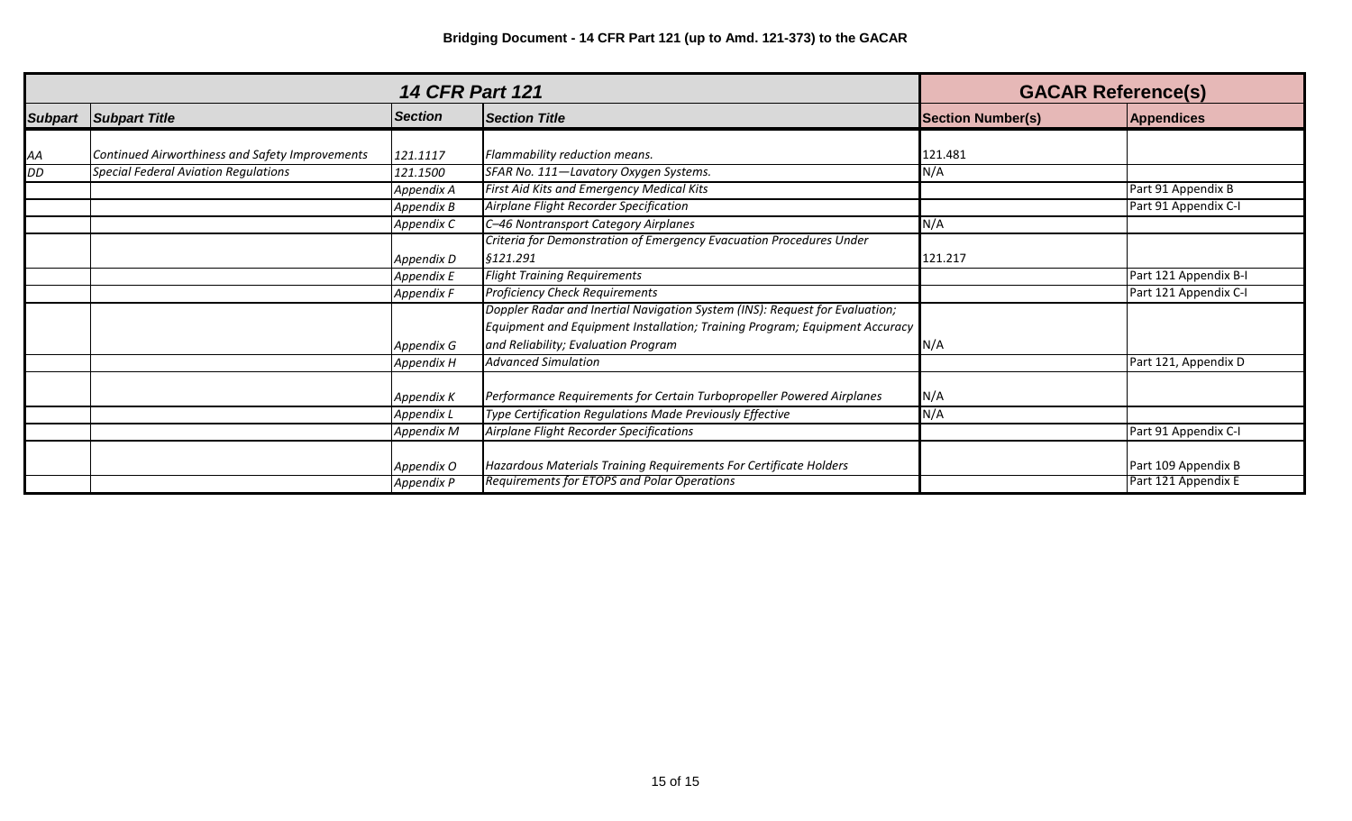| 14 CFR Part 121 | | | | GACAR Reference(s) | |
|---|---|---|---|---|---|
| Subpart | Subpart Title | Section | Section Title | Section Number(s) | Appendices |
| AA | Continued Airworthiness and Safety Improvements | 121.1117 | Flammability reduction means. | 121.481 | |
| DD | Special Federal Aviation Regulations | 121.1500 | SFAR No. 111—Lavatory Oxygen Systems. | N/A | |
| | | Appendix A | First Aid Kits and Emergency Medical Kits | | Part 91 Appendix B |
| | | Appendix B | Airplane Flight Recorder Specification | | Part 91 Appendix C-I |
| | | Appendix C | C–46 Nontransport Category Airplanes | N/A | |
| | | Appendix D | Criteria for Demonstration of Emergency Evacuation Procedures Under §121.291 | 121.217 | |
| | | Appendix E | Flight Training Requirements | | Part 121 Appendix B-I |
| | | Appendix F | Proficiency Check Requirements | | Part 121 Appendix C-I |
| | | Appendix G | Doppler Radar and Inertial Navigation System (INS): Request for Evaluation; Equipment and Equipment Installation; Training Program; Equipment Accuracy and Reliability; Evaluation Program | N/A | |
| | | Appendix H | Advanced Simulation | | Part 121, Appendix D |
| | | Appendix K | Performance Requirements for Certain Turbopropeller Powered Airplanes | N/A | |
| | | Appendix L | Type Certification Regulations Made Previously Effective | N/A | |
| | | Appendix M | Airplane Flight Recorder Specifications | | Part 91 Appendix C-I |
| | | Appendix O | Hazardous Materials Training Requirements For Certificate Holders | | Part 109 Appendix B |
| | | Appendix P | Requirements for ETOPS and Polar Operations | | Part 121 Appendix E |